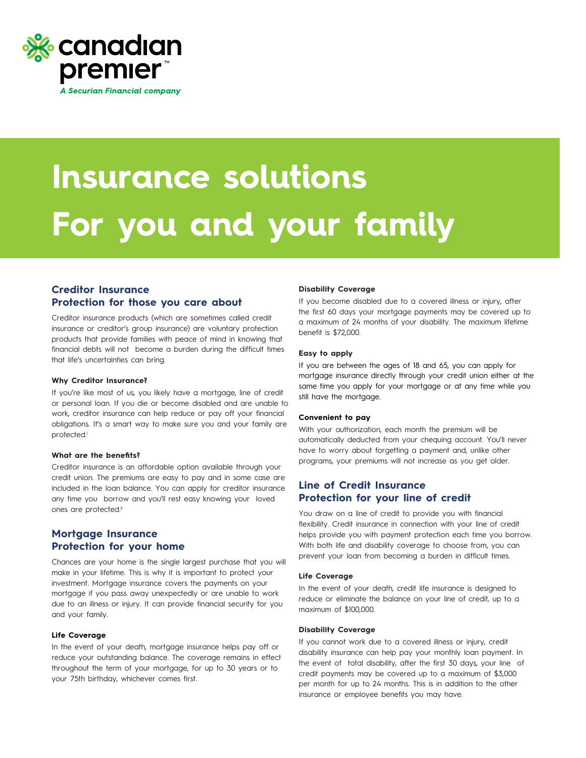canadian premier™

*A Securian Financial company*

# Insurance solutions For you and your family

## Creditor Insurance Protection for those you care about

Creditor insurance products (which are sometimes called credit insurance or creditor's group insurance) are voluntary protection products that provide families with peace of mind in knowing that financial debts will not become a burden during the difficult times that life's uncertainties can bring.

#### Why Creditor Insurance?

If you're like most of us, you likely have a mortgage, line of credit or personal loan. If you die or become disabled and are unable to work, creditor insurance can help reduce or pay off your financial obligations. It's a smart way to make sure you and your family are protected.[i]

#### What are the benefits?

Creditor insurance is an affordable option available through your credit union. The premiums are easy to pay and in some case are included in the loan balance. You can apply for creditor insurance any time you borrow and you'll rest easy knowing your loved ones are protected.[ii]

## Mortgage Insurance Protection for your home

Chances are your home is the single largest purchase that you will make in your lifetime. This is why it is important to protect your investment. Mortgage insurance covers the payments on your mortgage if you pass away unexpectedly or are unable to work due to an illness or injury. It can provide financial security for you and your family.

#### Life Coverage

In the event of your death, mortgage insurance helps pay off or reduce your outstanding balance. The coverage remains in effect throughout the term of your mortgage, for up to 30 years or to your 75th birthday, whichever comes first.

#### Disability Coverage

If you become disabled due to a covered illness or injury, after the first 60 days your mortgage payments may be covered up to a maximum of 24 months of your disability. The maximum lifetime benefit is $72,000.

#### Easy to apply

If you are between the ages of 18 and 65, you can apply for mortgage insurance directly through your credit union either at the same time you apply for your mortgage or at any time while you still have the mortgage.

#### Convenient to pay

With your authorization, each month the premium will be automatically deducted from your chequing account. You'll never have to worry about forgetting a payment and, unlike other programs, your premiums will not increase as you get older.

## Line of Credit Insurance Protection for your line of credit

You draw on a line of credit to provide you with financial flexibility. Credit insurance in connection with your line of credit helps provide you with payment protection each time you borrow. With both life and disability coverage to choose from, you can prevent your loan from becoming a burden in difficult times.

#### Life Coverage

In the event of your death, credit life insurance is designed to reduce or eliminate the balance on your line of credit, up to a maximum of $100,000.

#### Disability Coverage

If you cannot work due to a covered illness or injury, credit disability insurance can help pay your monthly loan payment. In the event of total disability, after the first 30 days, your line of credit payments may be covered up to a maximum of $3,000 per month for up to 24 months. This is in addition to the other insurance or employee benefits you may have.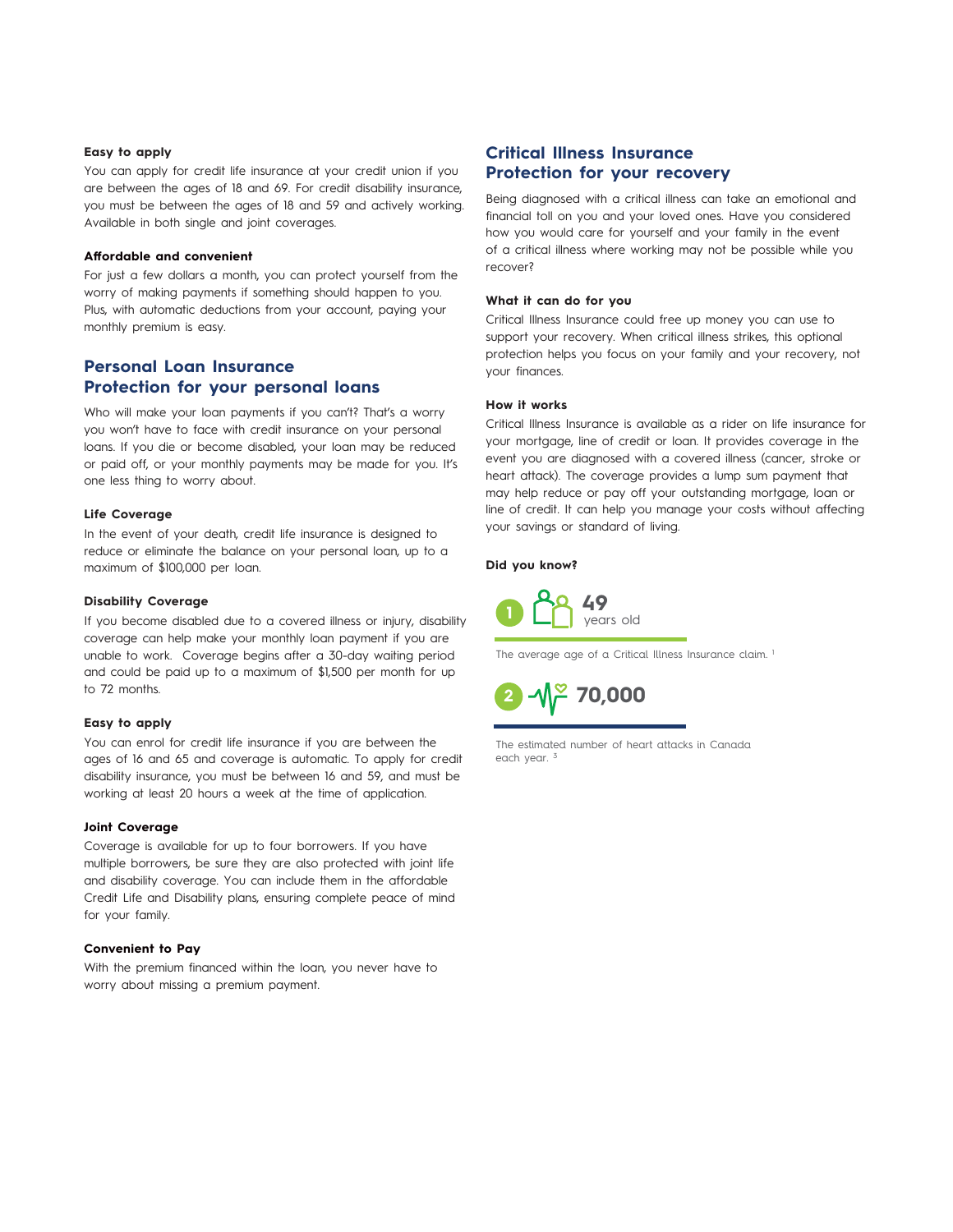**Easy to apply**

You can apply for credit life insurance at your credit union if you are between the ages of 18 and 69. For credit disability insurance, you must be between the ages of 18 and 59 and actively working. Available in both single and joint coverages.

**Affordable and convenient**

For just a few dollars a month, you can protect yourself from the worry of making payments if something should happen to you. Plus, with automatic deductions from your account, paying your monthly premium is easy.

## Personal Loan Insurance
## Protection for your personal loans

Who will make your loan payments if you can't? That's a worry you won't have to face with credit insurance on your personal loans. If you die or become disabled, your loan may be reduced or paid off, or your monthly payments may be made for you. It's one less thing to worry about.

**Life Coverage**

In the event of your death, credit life insurance is designed to reduce or eliminate the balance on your personal loan, up to a maximum of $100,000 per loan.

**Disability Coverage**

If you become disabled due to a covered illness or injury, disability coverage can help make your monthly loan payment if you are unable to work. Coverage begins after a 30-day waiting period and could be paid up to a maximum of $1,500 per month for up to 72 months.

**Easy to apply**

You can enrol for credit life insurance if you are between the ages of 16 and 65 and coverage is automatic. To apply for credit disability insurance, you must be between 16 and 59, and must be working at least 20 hours a week at the time of application.

**Joint Coverage**

Coverage is available for up to four borrowers. If you have multiple borrowers, be sure they are also protected with joint life and disability coverage. You can include them in the affordable Credit Life and Disability plans, ensuring complete peace of mind for your family.

**Convenient to Pay**

With the premium financed within the loan, you never have to worry about missing a premium payment.

## Critical Illness Insurance
## Protection for your recovery

Being diagnosed with a critical illness can take an emotional and financial toll on you and your loved ones. Have you considered how you would care for yourself and your family in the event of a critical illness where working may not be possible while you recover?

**What it can do for you**

Critical Illness Insurance could free up money you can use to support your recovery. When critical illness strikes, this optional protection helps you focus on your family and your recovery, not your finances.

**How it works**

Critical Illness Insurance is available as a rider on life insurance for your mortgage, line of credit or loan. It provides coverage in the event you are diagnosed with a covered illness (cancer, stroke or heart attack). The coverage provides a lump sum payment that may help reduce or pay off your outstanding mortgage, loan or line of credit. It can help you manage your costs without affecting your savings or standard of living.

**Did you know?**

1 **49** years old

The average age of a Critical Illness Insurance claim. [1]

2 **70,000**

The estimated number of heart attacks in Canada each year. [3]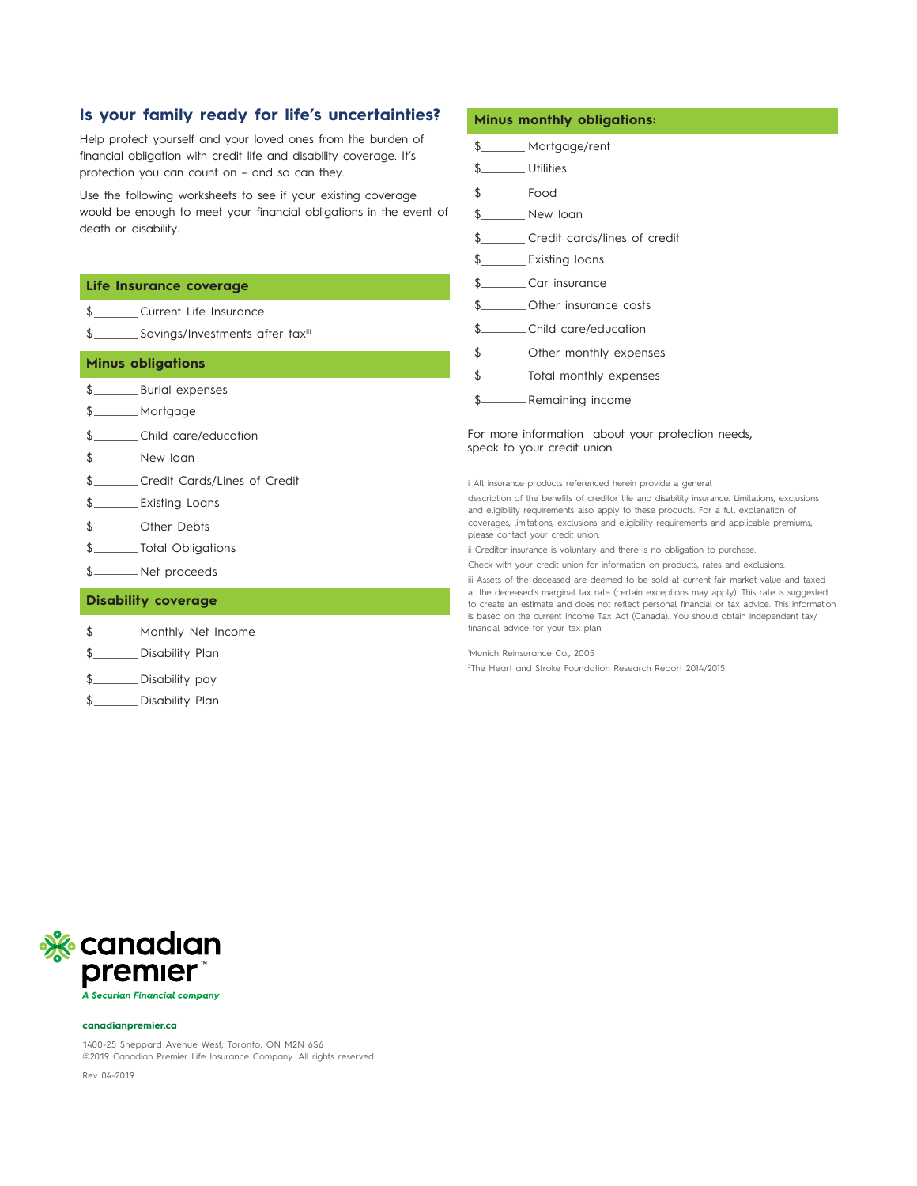## Is your family ready for life's uncertainties?

Help protect yourself and your loved ones from the burden of financial obligation with credit life and disability coverage. It's protection you can count on – and so can they.

Use the following worksheets to see if your existing coverage would be enough to meet your financial obligations in the event of death or disability.

### Life Insurance coverage

$_______ Current Life Insurance

$_______ Savings/Investments after tax[iii]

### Minus obligations

$_______ Burial expenses

$_______ Mortgage

$_______ Child care/education

$_______ New loan

$_______ Credit Cards/Lines of Credit

$_______ Existing Loans

$_______ Other Debts

$_______ Total Obligations

$_______ Net proceeds

### Disability coverage

$_______ Monthly Net Income

$_______ Disability Plan

$_______ Disability pay

$_______ Disability Plan

### Minus monthly obligations:

$_______ Mortgage/rent

$_______ Utilities

$_______ Food

$_______ New loan

$_______ Credit cards/lines of credit

$_______ Existing loans

$_______ Car insurance

$_______ Other insurance costs

$_______ Child care/education

$_______ Other monthly expenses

$_______ Total monthly expenses

$_______ Remaining income

For more information about your protection needs, speak to your credit union.

i All insurance products referenced herein provide a general description of the benefits of creditor life and disability insurance. Limitations, exclusions and eligibility requirements also apply to these products. For a full explanation of coverages, limitations, exclusions and eligibility requirements and applicable premiums, please contact your credit union.

ii Creditor insurance is voluntary and there is no obligation to purchase.

Check with your credit union for information on products, rates and exclusions.

iii Assets of the deceased are deemed to be sold at current fair market value and taxed at the deceased's marginal tax rate (certain exceptions may apply). This rate is suggested to create an estimate and does not reflect personal financial or tax advice. This information is based on the current Income Tax Act (Canada). You should obtain independent tax/financial advice for your tax plan.

[1]Munich Reinsurance Co., 2005

[2]The Heart and Stroke Foundation Research Report 2014/2015

canadian premier™
*A Securian Financial company*

**canadianpremier.ca**

1400-25 Sheppard Avenue West, Toronto, ON M2N 6S6
©2019 Canadian Premier Life Insurance Company. All rights reserved.

Rev 04-2019